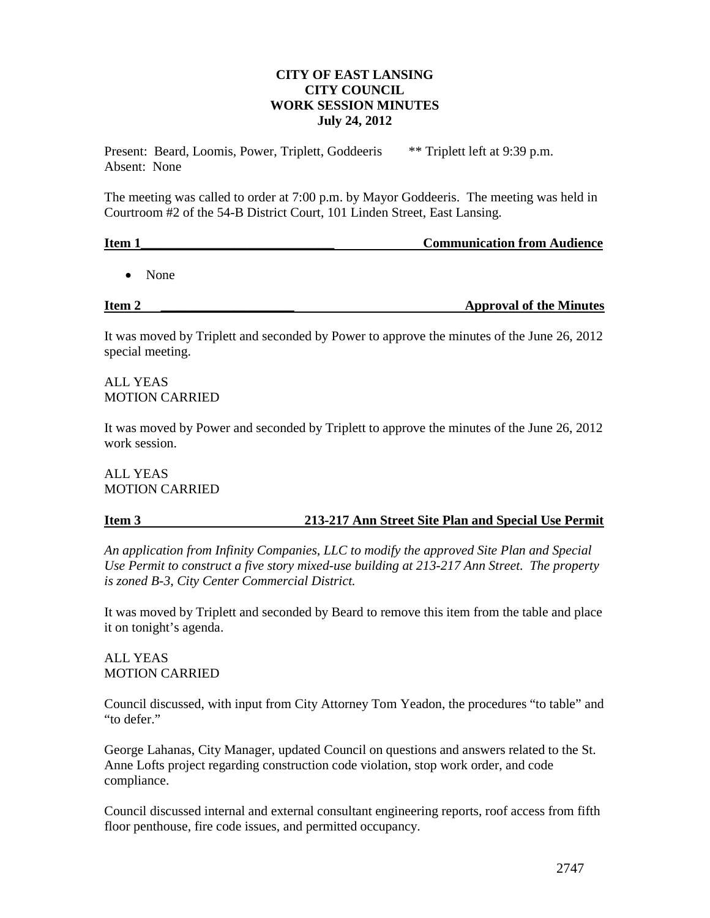**CITY OF EAST LANSING**
**CITY COUNCIL**
**WORK SESSION MINUTES**
**July 24, 2012**

Present: Beard, Loomis, Power, Triplett, Goddeeris ** Triplett left at 9:39 p.m.
Absent: None

The meeting was called to order at 7:00 p.m. by Mayor Goddeeris. The meeting was held in Courtroom #2 of the 54-B District Court, 101 Linden Street, East Lansing.

**Item 1 — Communication from Audience**

- None

**Item 2 — Approval of the Minutes**

It was moved by Triplett and seconded by Power to approve the minutes of the June 26, 2012 special meeting.

ALL YEAS
MOTION CARRIED

It was moved by Power and seconded by Triplett to approve the minutes of the June 26, 2012 work session.

ALL YEAS
MOTION CARRIED

**Item 3 — 213-217 Ann Street Site Plan and Special Use Permit**

*An application from Infinity Companies, LLC to modify the approved Site Plan and Special Use Permit to construct a five story mixed-use building at 213-217 Ann Street. The property is zoned B-3, City Center Commercial District.*

It was moved by Triplett and seconded by Beard to remove this item from the table and place it on tonight's agenda.

ALL YEAS
MOTION CARRIED

Council discussed, with input from City Attorney Tom Yeadon, the procedures "to table" and "to defer."

George Lahanas, City Manager, updated Council on questions and answers related to the St. Anne Lofts project regarding construction code violation, stop work order, and code compliance.

Council discussed internal and external consultant engineering reports, roof access from fifth floor penthouse, fire code issues, and permitted occupancy.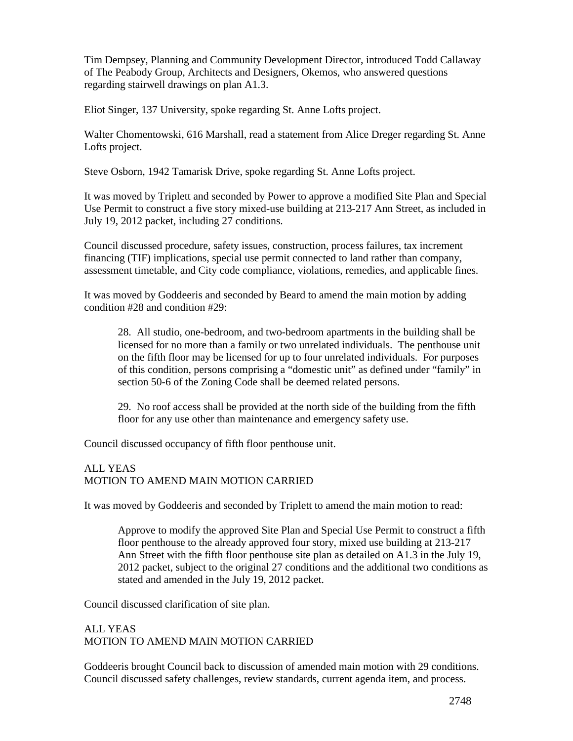Tim Dempsey, Planning and Community Development Director, introduced Todd Callaway of The Peabody Group, Architects and Designers, Okemos, who answered questions regarding stairwell drawings on plan A1.3.

Eliot Singer, 137 University, spoke regarding St. Anne Lofts project.

Walter Chomentowski, 616 Marshall, read a statement from Alice Dreger regarding St. Anne Lofts project.

Steve Osborn, 1942 Tamarisk Drive, spoke regarding St. Anne Lofts project.

It was moved by Triplett and seconded by Power to approve a modified Site Plan and Special Use Permit to construct a five story mixed-use building at 213-217 Ann Street, as included in July 19, 2012 packet, including 27 conditions.

Council discussed procedure, safety issues, construction, process failures, tax increment financing (TIF) implications, special use permit connected to land rather than company, assessment timetable, and City code compliance, violations, remedies, and applicable fines.

It was moved by Goddeeris and seconded by Beard to amend the main motion by adding condition #28 and condition #29:

> 28. All studio, one-bedroom, and two-bedroom apartments in the building shall be licensed for no more than a family or two unrelated individuals. The penthouse unit on the fifth floor may be licensed for up to four unrelated individuals. For purposes of this condition, persons comprising a "domestic unit" as defined under "family" in section 50-6 of the Zoning Code shall be deemed related persons.
>
> 29. No roof access shall be provided at the north side of the building from the fifth floor for any use other than maintenance and emergency safety use.

Council discussed occupancy of fifth floor penthouse unit.

ALL YEAS
MOTION TO AMEND MAIN MOTION CARRIED

It was moved by Goddeeris and seconded by Triplett to amend the main motion to read:

> Approve to modify the approved Site Plan and Special Use Permit to construct a fifth floor penthouse to the already approved four story, mixed use building at 213-217 Ann Street with the fifth floor penthouse site plan as detailed on A1.3 in the July 19, 2012 packet, subject to the original 27 conditions and the additional two conditions as stated and amended in the July 19, 2012 packet.

Council discussed clarification of site plan.

ALL YEAS
MOTION TO AMEND MAIN MOTION CARRIED

Goddeeris brought Council back to discussion of amended main motion with 29 conditions. Council discussed safety challenges, review standards, current agenda item, and process.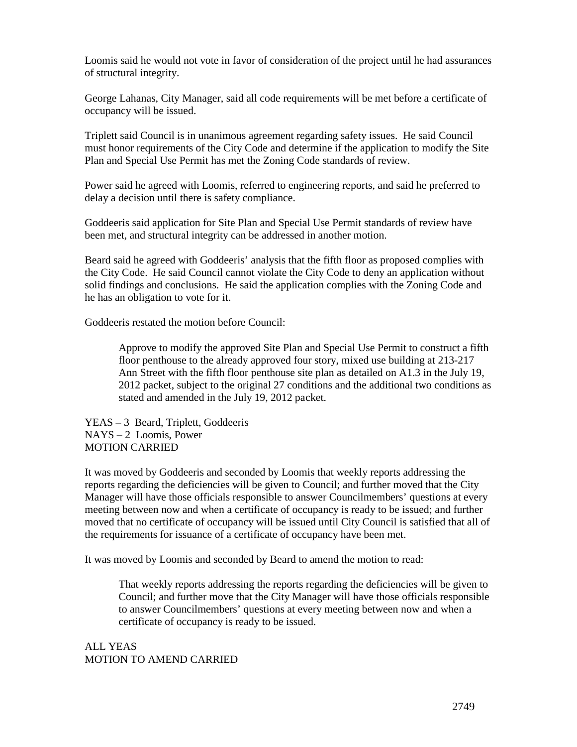Loomis said he would not vote in favor of consideration of the project until he had assurances of structural integrity.

George Lahanas, City Manager, said all code requirements will be met before a certificate of occupancy will be issued.

Triplett said Council is in unanimous agreement regarding safety issues. He said Council must honor requirements of the City Code and determine if the application to modify the Site Plan and Special Use Permit has met the Zoning Code standards of review.

Power said he agreed with Loomis, referred to engineering reports, and said he preferred to delay a decision until there is safety compliance.

Goddeeris said application for Site Plan and Special Use Permit standards of review have been met, and structural integrity can be addressed in another motion.

Beard said he agreed with Goddeeris' analysis that the fifth floor as proposed complies with the City Code. He said Council cannot violate the City Code to deny an application without solid findings and conclusions. He said the application complies with the Zoning Code and he has an obligation to vote for it.

Goddeeris restated the motion before Council:

> Approve to modify the approved Site Plan and Special Use Permit to construct a fifth floor penthouse to the already approved four story, mixed use building at 213-217 Ann Street with the fifth floor penthouse site plan as detailed on A1.3 in the July 19, 2012 packet, subject to the original 27 conditions and the additional two conditions as stated and amended in the July 19, 2012 packet.

YEAS – 3 Beard, Triplett, Goddeeris
NAYS – 2 Loomis, Power
MOTION CARRIED

It was moved by Goddeeris and seconded by Loomis that weekly reports addressing the reports regarding the deficiencies will be given to Council; and further moved that the City Manager will have those officials responsible to answer Councilmembers' questions at every meeting between now and when a certificate of occupancy is ready to be issued; and further moved that no certificate of occupancy will be issued until City Council is satisfied that all of the requirements for issuance of a certificate of occupancy have been met.

It was moved by Loomis and seconded by Beard to amend the motion to read:

> That weekly reports addressing the reports regarding the deficiencies will be given to Council; and further move that the City Manager will have those officials responsible to answer Councilmembers' questions at every meeting between now and when a certificate of occupancy is ready to be issued.

ALL YEAS
MOTION TO AMEND CARRIED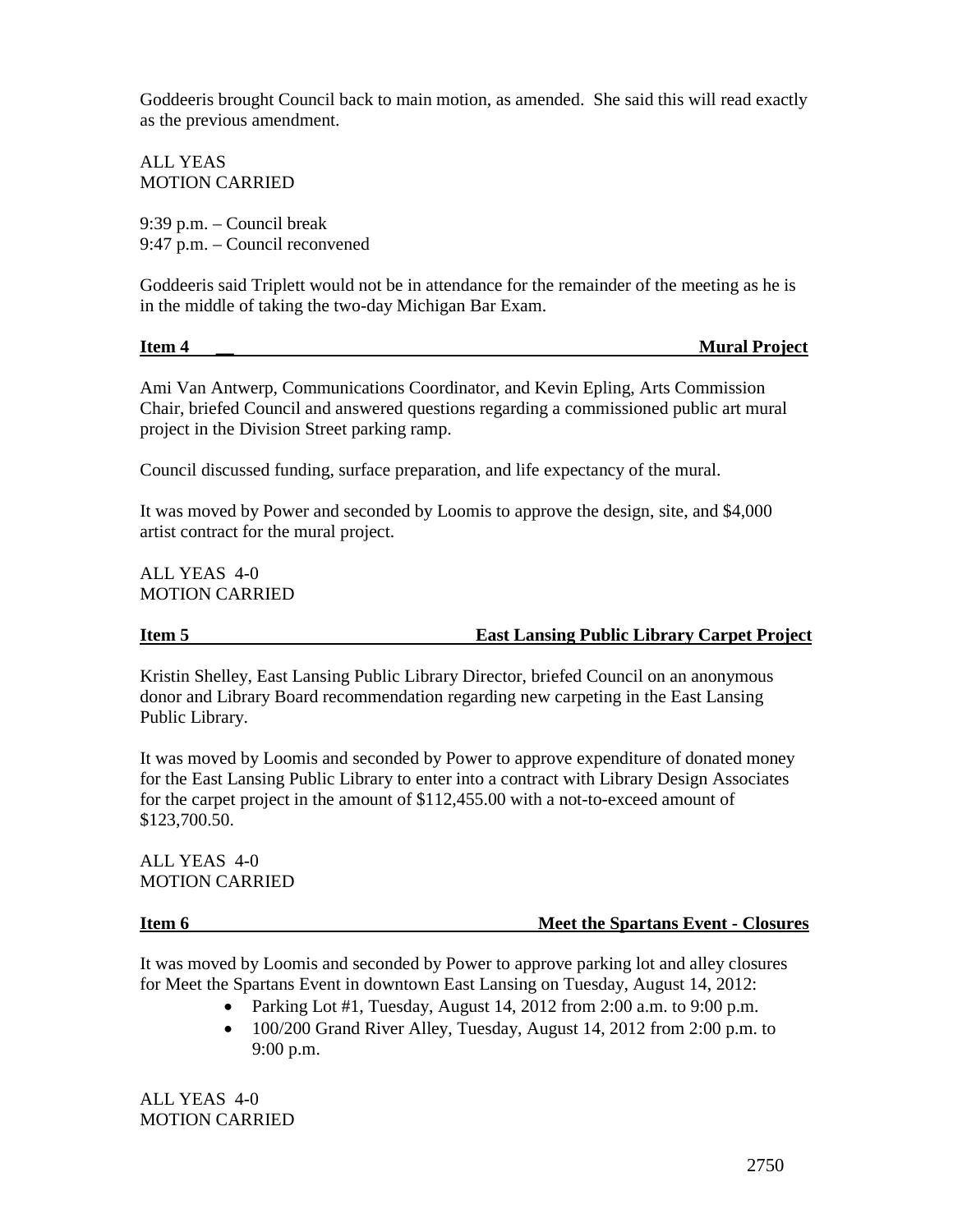Goddeeris brought Council back to main motion, as amended. She said this will read exactly as the previous amendment.

ALL YEAS
MOTION CARRIED

9:39 p.m. – Council break
9:47 p.m. – Council reconvened

Goddeeris said Triplett would not be in attendance for the remainder of the meeting as he is in the middle of taking the two-day Michigan Bar Exam.

**Item 4 — Mural Project**

Ami Van Antwerp, Communications Coordinator, and Kevin Epling, Arts Commission Chair, briefed Council and answered questions regarding a commissioned public art mural project in the Division Street parking ramp.

Council discussed funding, surface preparation, and life expectancy of the mural.

It was moved by Power and seconded by Loomis to approve the design, site, and $4,000 artist contract for the mural project.

ALL YEAS 4-0
MOTION CARRIED

**Item 5 — East Lansing Public Library Carpet Project**

Kristin Shelley, East Lansing Public Library Director, briefed Council on an anonymous donor and Library Board recommendation regarding new carpeting in the East Lansing Public Library.

It was moved by Loomis and seconded by Power to approve expenditure of donated money for the East Lansing Public Library to enter into a contract with Library Design Associates for the carpet project in the amount of $112,455.00 with a not-to-exceed amount of $123,700.50.

ALL YEAS 4-0
MOTION CARRIED

**Item 6 — Meet the Spartans Event - Closures**

It was moved by Loomis and seconded by Power to approve parking lot and alley closures for Meet the Spartans Event in downtown East Lansing on Tuesday, August 14, 2012:

- Parking Lot #1, Tuesday, August 14, 2012 from 2:00 a.m. to 9:00 p.m.
- 100/200 Grand River Alley, Tuesday, August 14, 2012 from 2:00 p.m. to 9:00 p.m.

ALL YEAS 4-0
MOTION CARRIED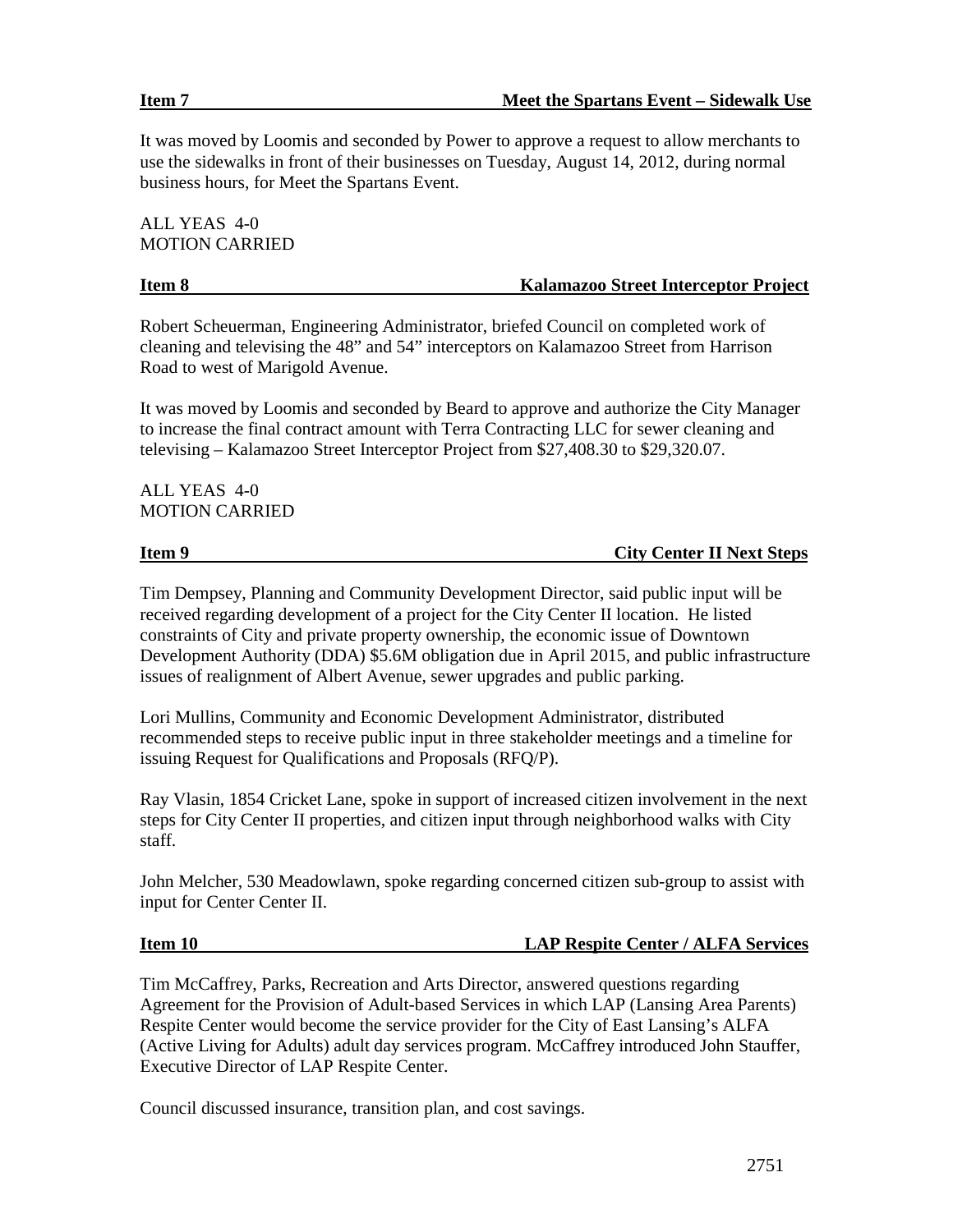**Item 7** **Meet the Spartans Event – Sidewalk Use**

It was moved by Loomis and seconded by Power to approve a request to allow merchants to use the sidewalks in front of their businesses on Tuesday, August 14, 2012, during normal business hours, for Meet the Spartans Event.

ALL YEAS 4-0
MOTION CARRIED

**Item 8** **Kalamazoo Street Interceptor Project**

Robert Scheuerman, Engineering Administrator, briefed Council on completed work of cleaning and televising the 48" and 54" interceptors on Kalamazoo Street from Harrison Road to west of Marigold Avenue.

It was moved by Loomis and seconded by Beard to approve and authorize the City Manager to increase the final contract amount with Terra Contracting LLC for sewer cleaning and televising – Kalamazoo Street Interceptor Project from $27,408.30 to $29,320.07.

ALL YEAS 4-0
MOTION CARRIED

**Item 9** **City Center II Next Steps**

Tim Dempsey, Planning and Community Development Director, said public input will be received regarding development of a project for the City Center II location. He listed constraints of City and private property ownership, the economic issue of Downtown Development Authority (DDA) $5.6M obligation due in April 2015, and public infrastructure issues of realignment of Albert Avenue, sewer upgrades and public parking.

Lori Mullins, Community and Economic Development Administrator, distributed recommended steps to receive public input in three stakeholder meetings and a timeline for issuing Request for Qualifications and Proposals (RFQ/P).

Ray Vlasin, 1854 Cricket Lane, spoke in support of increased citizen involvement in the next steps for City Center II properties, and citizen input through neighborhood walks with City staff.

John Melcher, 530 Meadowlawn, spoke regarding concerned citizen sub-group to assist with input for Center Center II.

**Item 10** **LAP Respite Center / ALFA Services**

Tim McCaffrey, Parks, Recreation and Arts Director, answered questions regarding Agreement for the Provision of Adult-based Services in which LAP (Lansing Area Parents) Respite Center would become the service provider for the City of East Lansing's ALFA (Active Living for Adults) adult day services program. McCaffrey introduced John Stauffer, Executive Director of LAP Respite Center.

Council discussed insurance, transition plan, and cost savings.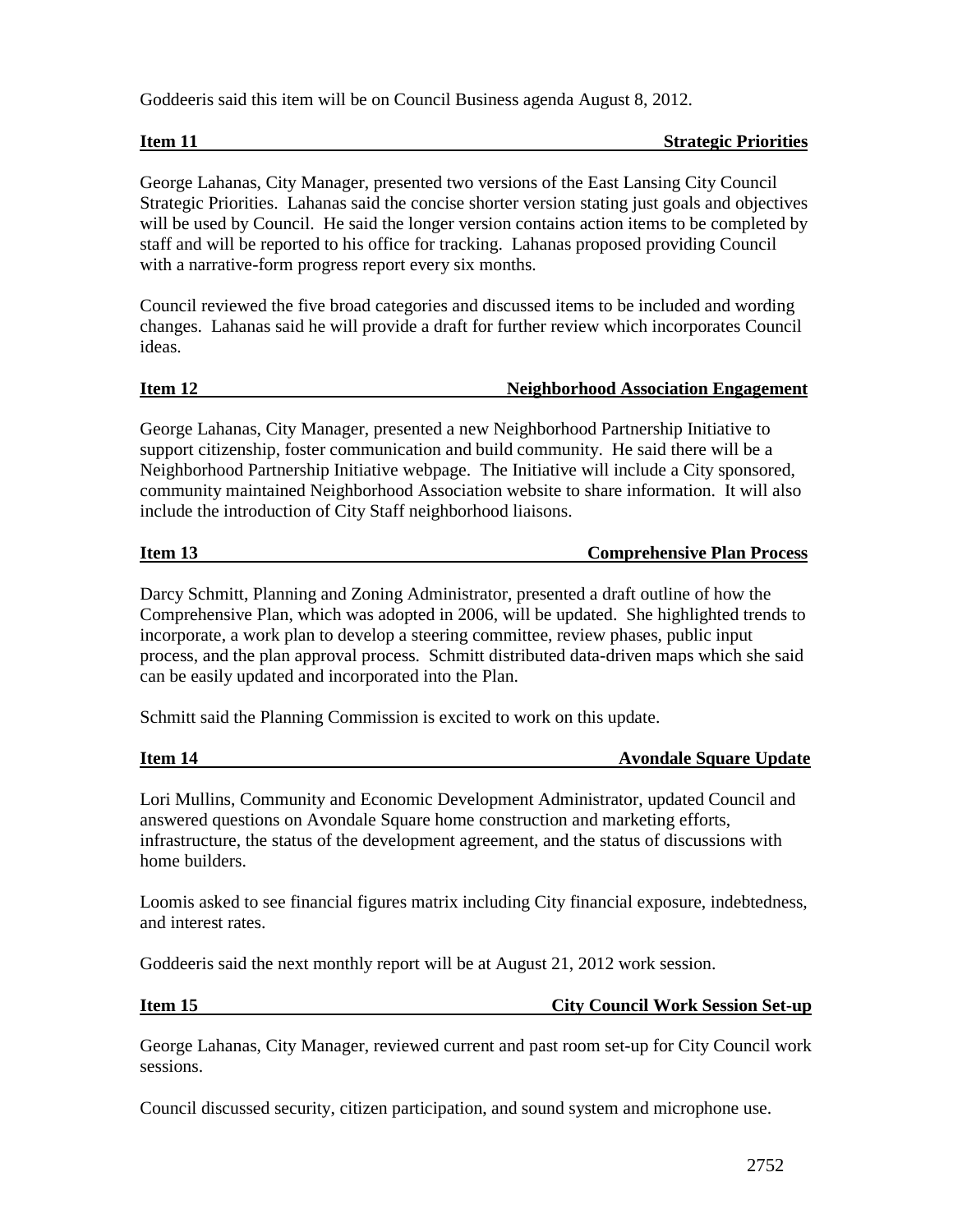Goddeeris said this item will be on Council Business agenda August 8, 2012.

**Item 11 — Strategic Priorities**

George Lahanas, City Manager, presented two versions of the East Lansing City Council Strategic Priorities. Lahanas said the concise shorter version stating just goals and objectives will be used by Council. He said the longer version contains action items to be completed by staff and will be reported to his office for tracking. Lahanas proposed providing Council with a narrative-form progress report every six months.

Council reviewed the five broad categories and discussed items to be included and wording changes. Lahanas said he will provide a draft for further review which incorporates Council ideas.

**Item 12 — Neighborhood Association Engagement**

George Lahanas, City Manager, presented a new Neighborhood Partnership Initiative to support citizenship, foster communication and build community. He said there will be a Neighborhood Partnership Initiative webpage. The Initiative will include a City sponsored, community maintained Neighborhood Association website to share information. It will also include the introduction of City Staff neighborhood liaisons.

**Item 13 — Comprehensive Plan Process**

Darcy Schmitt, Planning and Zoning Administrator, presented a draft outline of how the Comprehensive Plan, which was adopted in 2006, will be updated. She highlighted trends to incorporate, a work plan to develop a steering committee, review phases, public input process, and the plan approval process. Schmitt distributed data-driven maps which she said can be easily updated and incorporated into the Plan.

Schmitt said the Planning Commission is excited to work on this update.

**Item 14 — Avondale Square Update**

Lori Mullins, Community and Economic Development Administrator, updated Council and answered questions on Avondale Square home construction and marketing efforts, infrastructure, the status of the development agreement, and the status of discussions with home builders.

Loomis asked to see financial figures matrix including City financial exposure, indebtedness, and interest rates.

Goddeeris said the next monthly report will be at August 21, 2012 work session.

**Item 15 — City Council Work Session Set-up**

George Lahanas, City Manager, reviewed current and past room set-up for City Council work sessions.

Council discussed security, citizen participation, and sound system and microphone use.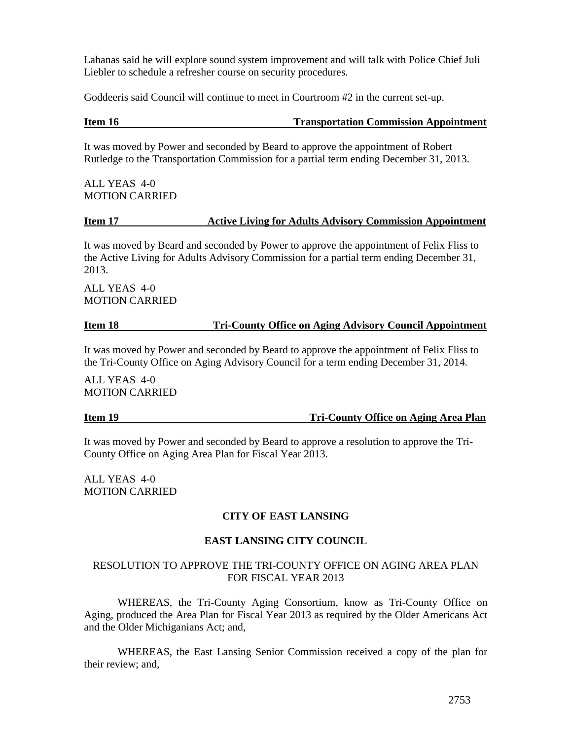Lahanas said he will explore sound system improvement and will talk with Police Chief Juli Liebler to schedule a refresher course on security procedures.

Goddeeris said Council will continue to meet in Courtroom #2 in the current set-up.

**Item 16 — Transportation Commission Appointment**

It was moved by Power and seconded by Beard to approve the appointment of Robert Rutledge to the Transportation Commission for a partial term ending December 31, 2013.

ALL YEAS 4-0
MOTION CARRIED

**Item 17 — Active Living for Adults Advisory Commission Appointment**

It was moved by Beard and seconded by Power to approve the appointment of Felix Fliss to the Active Living for Adults Advisory Commission for a partial term ending December 31, 2013.

ALL YEAS 4-0
MOTION CARRIED

**Item 18 — Tri-County Office on Aging Advisory Council Appointment**

It was moved by Power and seconded by Beard to approve the appointment of Felix Fliss to the Tri-County Office on Aging Advisory Council for a term ending December 31, 2014.

ALL YEAS 4-0
MOTION CARRIED

**Item 19 — Tri-County Office on Aging Area Plan**

It was moved by Power and seconded by Beard to approve a resolution to approve the Tri-County Office on Aging Area Plan for Fiscal Year 2013.

ALL YEAS 4-0
MOTION CARRIED

**CITY OF EAST LANSING**

**EAST LANSING CITY COUNCIL**

RESOLUTION TO APPROVE THE TRI-COUNTY OFFICE ON AGING AREA PLAN FOR FISCAL YEAR 2013

WHEREAS, the Tri-County Aging Consortium, know as Tri-County Office on Aging, produced the Area Plan for Fiscal Year 2013 as required by the Older Americans Act and the Older Michiganians Act; and,

WHEREAS, the East Lansing Senior Commission received a copy of the plan for their review; and,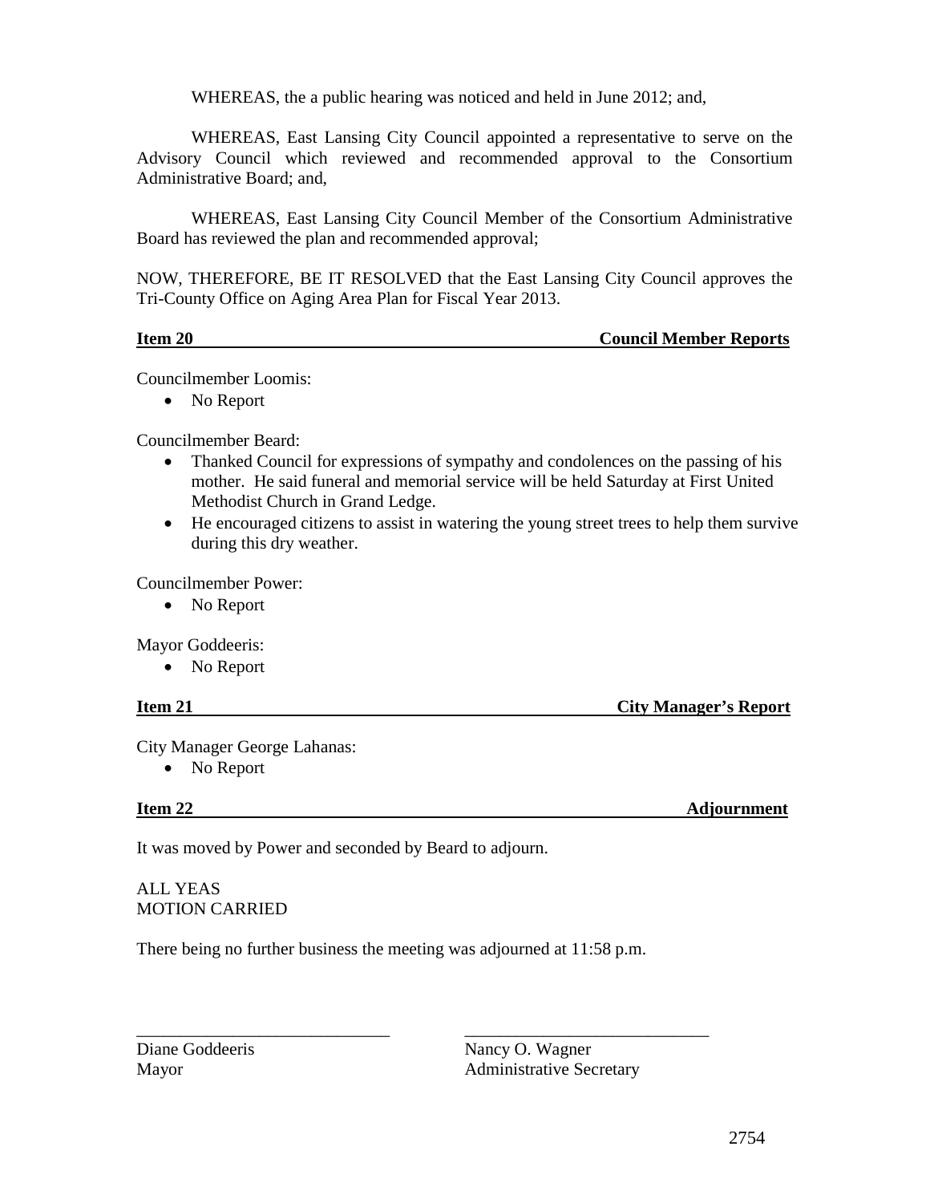WHEREAS, the a public hearing was noticed and held in June 2012; and,

WHEREAS, East Lansing City Council appointed a representative to serve on the Advisory Council which reviewed and recommended approval to the Consortium Administrative Board; and,

WHEREAS, East Lansing City Council Member of the Consortium Administrative Board has reviewed the plan and recommended approval;

NOW, THEREFORE, BE IT RESOLVED that the East Lansing City Council approves the Tri-County Office on Aging Area Plan for Fiscal Year 2013.

**Item 20 Council Member Reports**

Councilmember Loomis:

- No Report

Councilmember Beard:

- Thanked Council for expressions of sympathy and condolences on the passing of his mother. He said funeral and memorial service will be held Saturday at First United Methodist Church in Grand Ledge.
- He encouraged citizens to assist in watering the young street trees to help them survive during this dry weather.

Councilmember Power:

- No Report

Mayor Goddeeris:

- No Report

**Item 21 City Manager's Report**

City Manager George Lahanas:

- No Report

**Item 22 Adjournment**

It was moved by Power and seconded by Beard to adjourn.

ALL YEAS
MOTION CARRIED

There being no further business the meeting was adjourned at 11:58 p.m.

| | |
|---|---|
| \_\_\_\_\_\_\_\_\_\_\_\_\_\_\_\_\_\_\_\_\_\_\_\_\_\_\_\_\_ | \_\_\_\_\_\_\_\_\_\_\_\_\_\_\_\_\_\_\_\_\_\_\_\_\_\_\_\_\_ |
| Diane Goddeeris | Nancy O. Wagner |
| Mayor | Administrative Secretary |